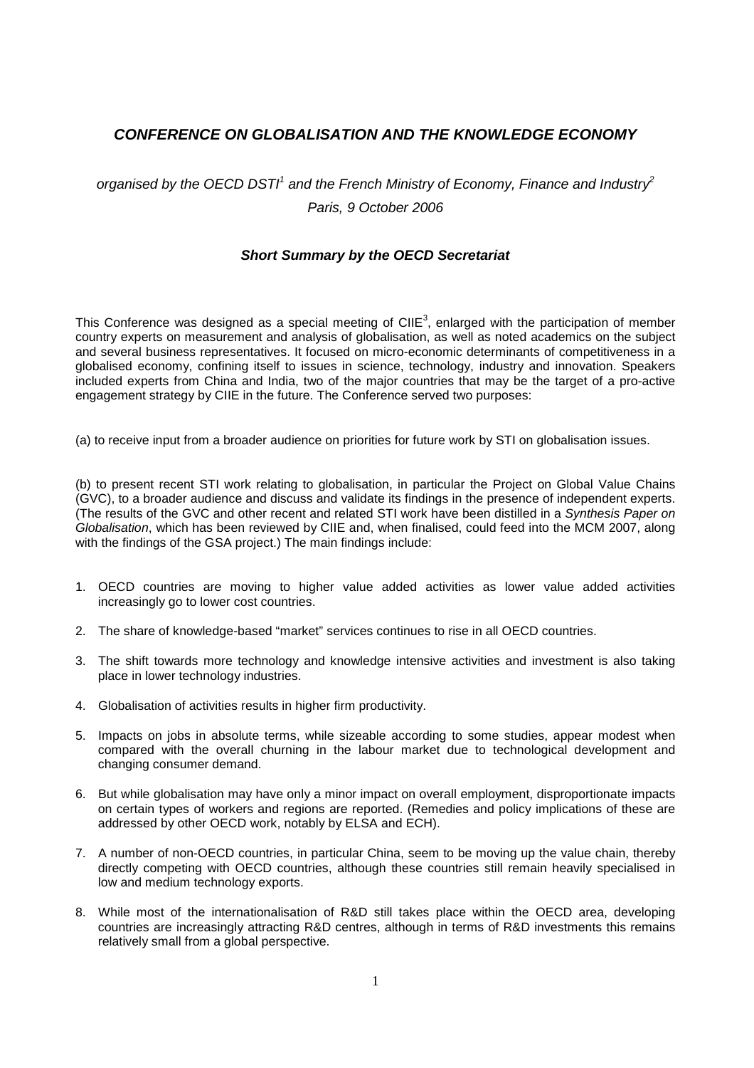# *CONFERENCE ON GLOBALISATION AND THE KNOWLEDGE ECONOMY*

*organised by the OECD DSTI[1] and the French Ministry of Economy, Finance and Industry[2]*
*Paris, 9 October 2006*

### *Short Summary by the OECD Secretariat*

This Conference was designed as a special meeting of CIIE[3], enlarged with the participation of member country experts on measurement and analysis of globalisation, as well as noted academics on the subject and several business representatives. It focused on micro-economic determinants of competitiveness in a globalised economy, confining itself to issues in science, technology, industry and innovation. Speakers included experts from China and India, two of the major countries that may be the target of a pro-active engagement strategy by CIIE in the future. The Conference served two purposes:

(a) to receive input from a broader audience on priorities for future work by STI on globalisation issues.

(b) to present recent STI work relating to globalisation, in particular the Project on Global Value Chains (GVC), to a broader audience and discuss and validate its findings in the presence of independent experts. (The results of the GVC and other recent and related STI work have been distilled in a *Synthesis Paper on Globalisation*, which has been reviewed by CIIE and, when finalised, could feed into the MCM 2007, along with the findings of the GSA project.) The main findings include:

1. OECD countries are moving to higher value added activities as lower value added activities increasingly go to lower cost countries.
2. The share of knowledge-based "market" services continues to rise in all OECD countries.
3. The shift towards more technology and knowledge intensive activities and investment is also taking place in lower technology industries.
4. Globalisation of activities results in higher firm productivity.
5. Impacts on jobs in absolute terms, while sizeable according to some studies, appear modest when compared with the overall churning in the labour market due to technological development and changing consumer demand.
6. But while globalisation may have only a minor impact on overall employment, disproportionate impacts on certain types of workers and regions are reported. (Remedies and policy implications of these are addressed by other OECD work, notably by ELSA and ECH).
7. A number of non-OECD countries, in particular China, seem to be moving up the value chain, thereby directly competing with OECD countries, although these countries still remain heavily specialised in low and medium technology exports.
8. While most of the internationalisation of R&D still takes place within the OECD area, developing countries are increasingly attracting R&D centres, although in terms of R&D investments this remains relatively small from a global perspective.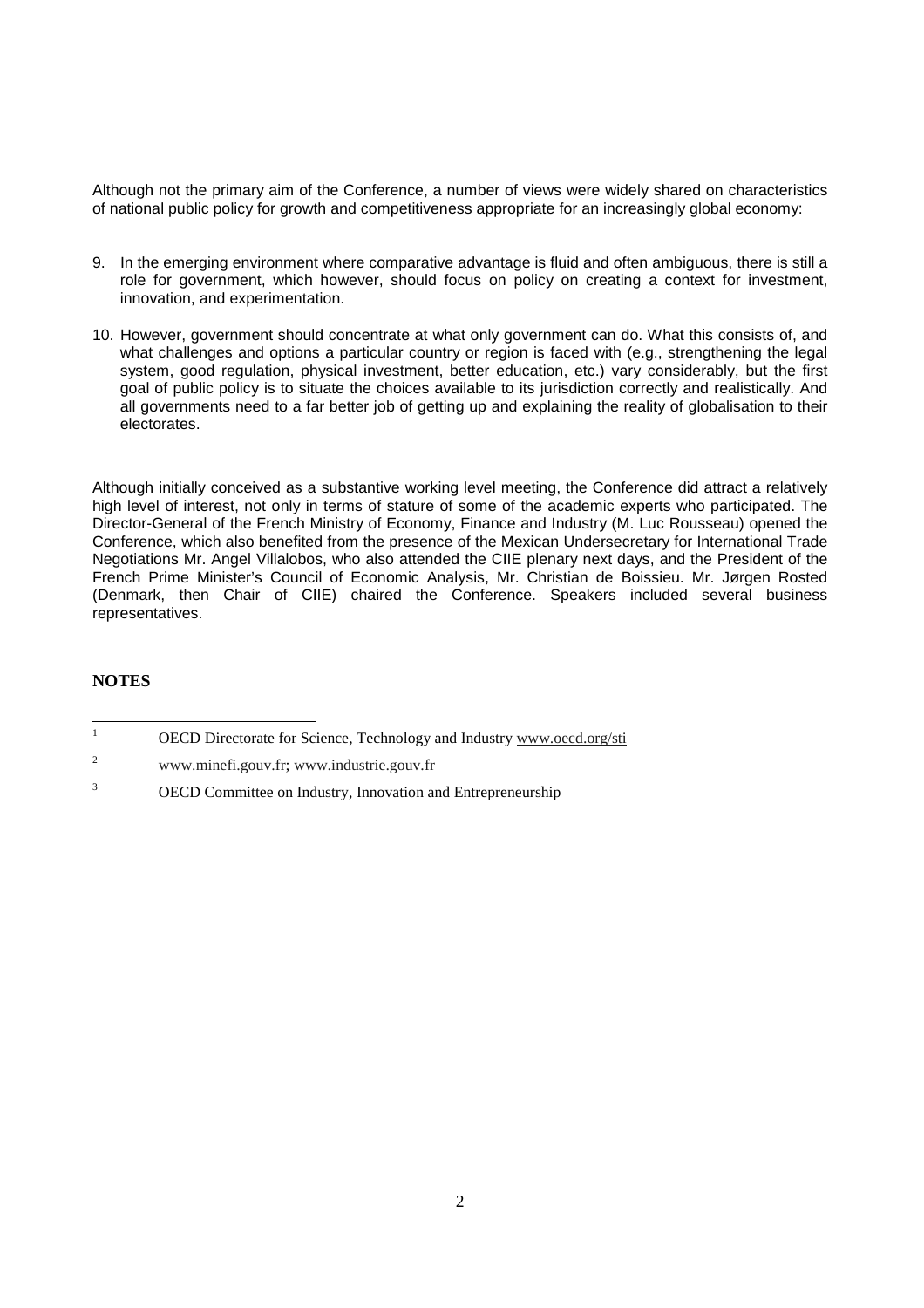Although not the primary aim of the Conference, a number of views were widely shared on characteristics of national public policy for growth and competitiveness appropriate for an increasingly global economy:

9. In the emerging environment where comparative advantage is fluid and often ambiguous, there is still a role for government, which however, should focus on policy on creating a context for investment, innovation, and experimentation.

10. However, government should concentrate at what only government can do. What this consists of, and what challenges and options a particular country or region is faced with (e.g., strengthening the legal system, good regulation, physical investment, better education, etc.) vary considerably, but the first goal of public policy is to situate the choices available to its jurisdiction correctly and realistically. And all governments need to a far better job of getting up and explaining the reality of globalisation to their electorates.

Although initially conceived as a substantive working level meeting, the Conference did attract a relatively high level of interest, not only in terms of stature of some of the academic experts who participated. The Director-General of the French Ministry of Economy, Finance and Industry (M. Luc Rousseau) opened the Conference, which also benefited from the presence of the Mexican Undersecretary for International Trade Negotiations Mr. Angel Villalobos, who also attended the CIIE plenary next days, and the President of the French Prime Minister's Council of Economic Analysis, Mr. Christian de Boissieu. Mr. Jørgen Rosted (Denmark, then Chair of CIIE) chaired the Conference. Speakers included several business representatives.

## NOTES

[1] OECD Directorate for Science, Technology and Industry www.oecd.org/sti

[2] www.minefi.gouv.fr; www.industrie.gouv.fr

[3] OECD Committee on Industry, Innovation and Entrepreneurship